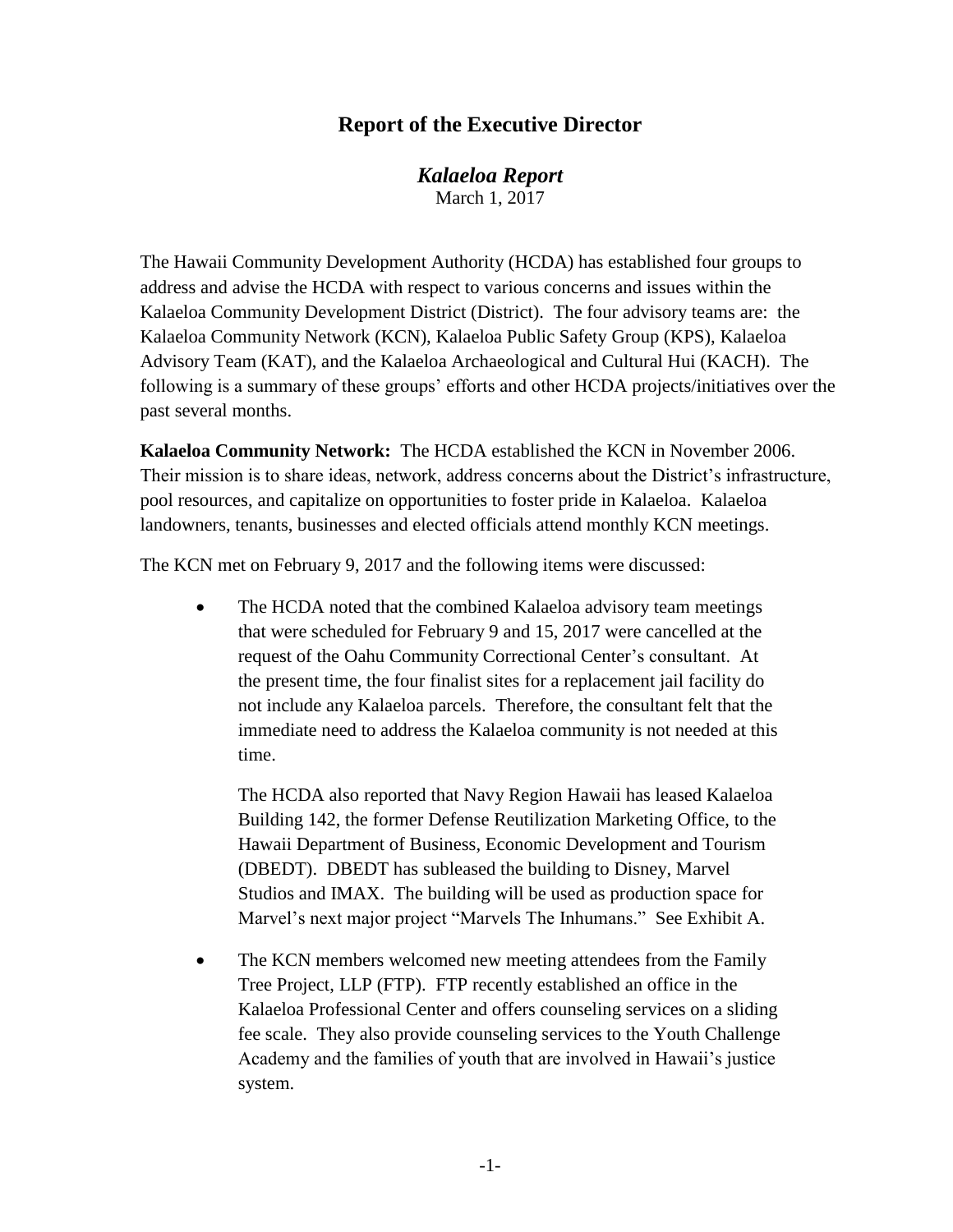# Report of the Executive Director

## *Kalaeloa Report*

March 1, 2017

The Hawaii Community Development Authority (HCDA) has established four groups to address and advise the HCDA with respect to various concerns and issues within the Kalaeloa Community Development District (District). The four advisory teams are: the Kalaeloa Community Network (KCN), Kalaeloa Public Safety Group (KPS), Kalaeloa Advisory Team (KAT), and the Kalaeloa Archaeological and Cultural Hui (KACH). The following is a summary of these groups' efforts and other HCDA projects/initiatives over the past several months.

**Kalaeloa Community Network:** The HCDA established the KCN in November 2006. Their mission is to share ideas, network, address concerns about the District's infrastructure, pool resources, and capitalize on opportunities to foster pride in Kalaeloa. Kalaeloa landowners, tenants, businesses and elected officials attend monthly KCN meetings.

The KCN met on February 9, 2017 and the following items were discussed:

- The HCDA noted that the combined Kalaeloa advisory team meetings that were scheduled for February 9 and 15, 2017 were cancelled at the request of the Oahu Community Correctional Center's consultant. At the present time, the four finalist sites for a replacement jail facility do not include any Kalaeloa parcels. Therefore, the consultant felt that the immediate need to address the Kalaeloa community is not needed at this time.

  The HCDA also reported that Navy Region Hawaii has leased Kalaeloa Building 142, the former Defense Reutilization Marketing Office, to the Hawaii Department of Business, Economic Development and Tourism (DBEDT). DBEDT has subleased the building to Disney, Marvel Studios and IMAX. The building will be used as production space for Marvel's next major project "Marvels The Inhumans." See Exhibit A.

- The KCN members welcomed new meeting attendees from the Family Tree Project, LLP (FTP). FTP recently established an office in the Kalaeloa Professional Center and offers counseling services on a sliding fee scale. They also provide counseling services to the Youth Challenge Academy and the families of youth that are involved in Hawaii's justice system.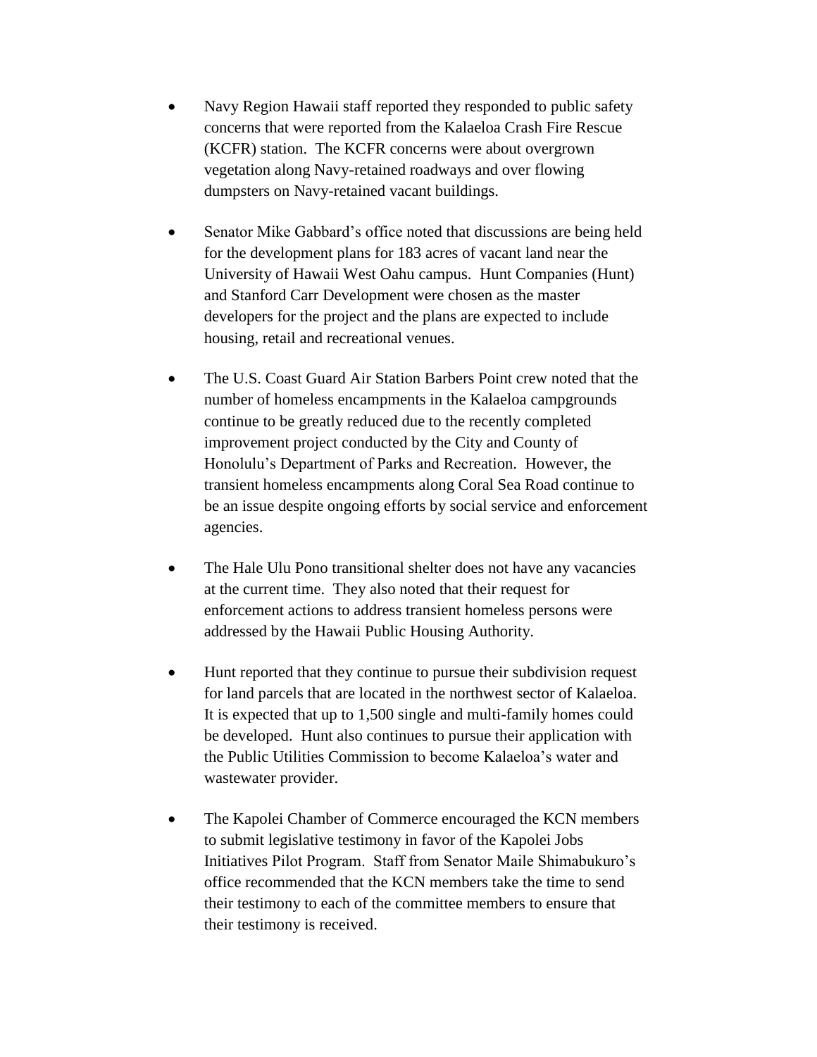- Navy Region Hawaii staff reported they responded to public safety concerns that were reported from the Kalaeloa Crash Fire Rescue (KCFR) station. The KCFR concerns were about overgrown vegetation along Navy-retained roadways and over flowing dumpsters on Navy-retained vacant buildings.

- Senator Mike Gabbard's office noted that discussions are being held for the development plans for 183 acres of vacant land near the University of Hawaii West Oahu campus. Hunt Companies (Hunt) and Stanford Carr Development were chosen as the master developers for the project and the plans are expected to include housing, retail and recreational venues.

- The U.S. Coast Guard Air Station Barbers Point crew noted that the number of homeless encampments in the Kalaeloa campgrounds continue to be greatly reduced due to the recently completed improvement project conducted by the City and County of Honolulu's Department of Parks and Recreation. However, the transient homeless encampments along Coral Sea Road continue to be an issue despite ongoing efforts by social service and enforcement agencies.

- The Hale Ulu Pono transitional shelter does not have any vacancies at the current time. They also noted that their request for enforcement actions to address transient homeless persons were addressed by the Hawaii Public Housing Authority.

- Hunt reported that they continue to pursue their subdivision request for land parcels that are located in the northwest sector of Kalaeloa. It is expected that up to 1,500 single and multi-family homes could be developed. Hunt also continues to pursue their application with the Public Utilities Commission to become Kalaeloa's water and wastewater provider.

- The Kapolei Chamber of Commerce encouraged the KCN members to submit legislative testimony in favor of the Kapolei Jobs Initiatives Pilot Program. Staff from Senator Maile Shimabukuro's office recommended that the KCN members take the time to send their testimony to each of the committee members to ensure that their testimony is received.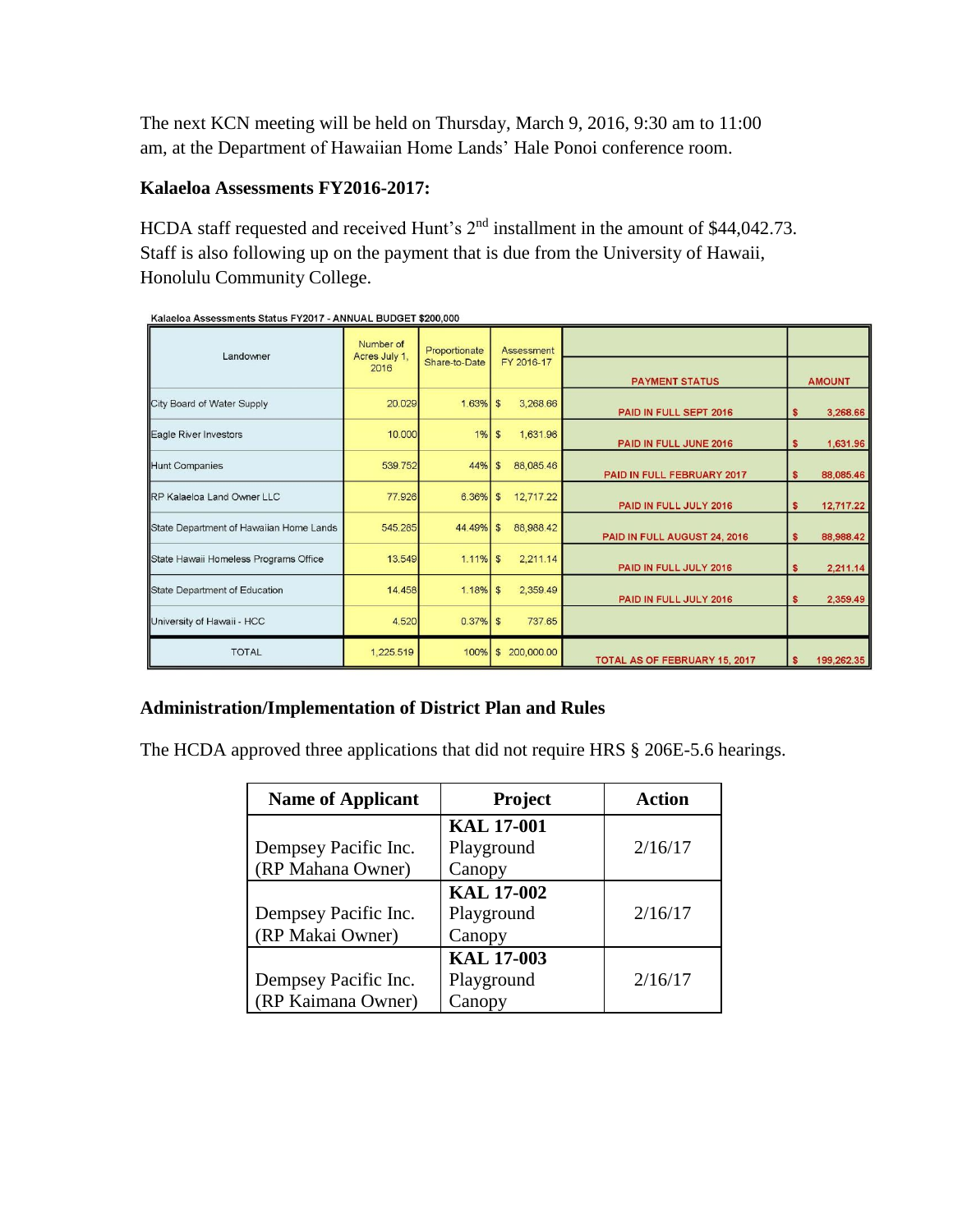The next KCN meeting will be held on Thursday, March 9, 2016, 9:30 am to 11:00 am, at the Department of Hawaiian Home Lands' Hale Ponoi conference room.

**Kalaeloa Assessments FY2016-2017:**

HCDA staff requested and received Hunt's 2nd installment in the amount of $44,042.73. Staff is also following up on the payment that is due from the University of Hawaii, Honolulu Community College.

Kalaeloa Assessments Status FY2017 - ANNUAL BUDGET $200,000

| Landowner | Number of Acres July 1, 2016 | Proportionate Share-to-Date | Assessment FY 2016-17 | PAYMENT STATUS | AMOUNT |
|---|---|---|---|---|---|
| City Board of Water Supply | 20.029 | 1.63% | $ 3,268.66 | PAID IN FULL SEPT 2016 | $ 3,268.66 |
| Eagle River Investors | 10.000 | 1% | $ 1,631.96 | PAID IN FULL JUNE 2016 | $ 1,631.96 |
| Hunt Companies | 539.752 | 44% | $ 88,085.46 | PAID IN FULL FEBRUARY 2017 | $ 88,085.46 |
| RP Kalaeloa Land Owner LLC | 77.926 | 6.36% | $ 12,717.22 | PAID IN FULL JULY 2016 | $ 12,717.22 |
| State Department of Hawaiian Home Lands | 545.285 | 44.49% | $ 88,988.42 | PAID IN FULL AUGUST 24, 2016 | $ 88,988.42 |
| State Hawaii Homeless Programs Office | 13.549 | 1.11% | $ 2,211.14 | PAID IN FULL JULY 2016 | $ 2,211.14 |
| State Department of Education | 14.458 | 1.18% | $ 2,359.49 | PAID IN FULL JULY 2016 | $ 2,359.49 |
| University of Hawaii - HCC | 4.520 | 0.37% | $ 737.65 | | |
| TOTAL | 1,225.519 | 100% | $ 200,000.00 | TOTAL AS OF FEBRUARY 15, 2017 | $ 199,262.35 |

**Administration/Implementation of District Plan and Rules**

The HCDA approved three applications that did not require HRS § 206E-5.6 hearings.

| Name of Applicant | Project | Action |
|---|---|---|
| Dempsey Pacific Inc. (RP Mahana Owner) | **KAL 17-001** Playground Canopy | 2/16/17 |
| Dempsey Pacific Inc. (RP Makai Owner) | **KAL 17-002** Playground Canopy | 2/16/17 |
| Dempsey Pacific Inc. (RP Kaimana Owner) | **KAL 17-003** Playground Canopy | 2/16/17 |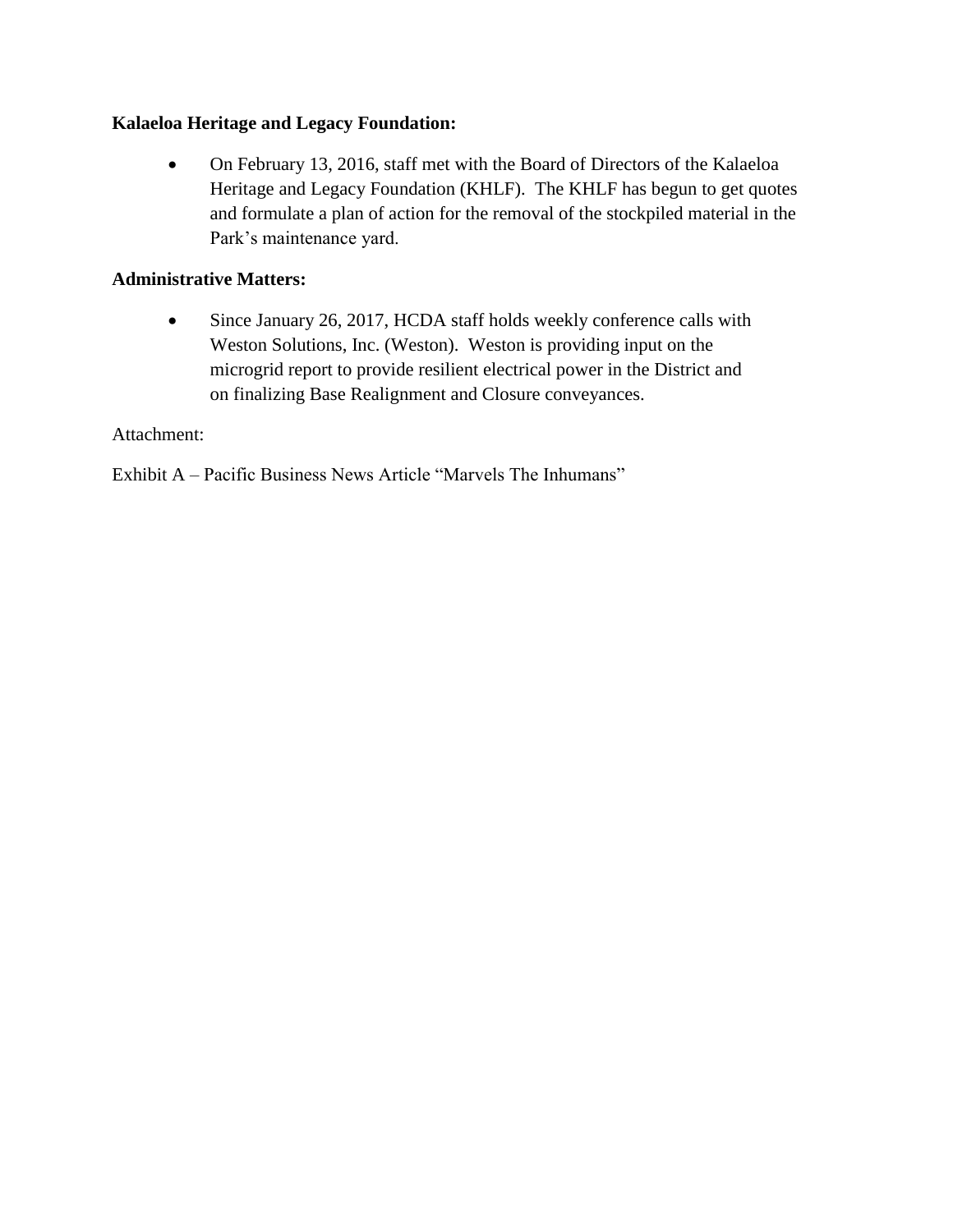**Kalaeloa Heritage and Legacy Foundation:**

- On February 13, 2016, staff met with the Board of Directors of the Kalaeloa Heritage and Legacy Foundation (KHLF). The KHLF has begun to get quotes and formulate a plan of action for the removal of the stockpiled material in the Park's maintenance yard.

**Administrative Matters:**

- Since January 26, 2017, HCDA staff holds weekly conference calls with Weston Solutions, Inc. (Weston). Weston is providing input on the microgrid report to provide resilient electrical power in the District and on finalizing Base Realignment and Closure conveyances.

Attachment:

Exhibit A – Pacific Business News Article "Marvels The Inhumans"